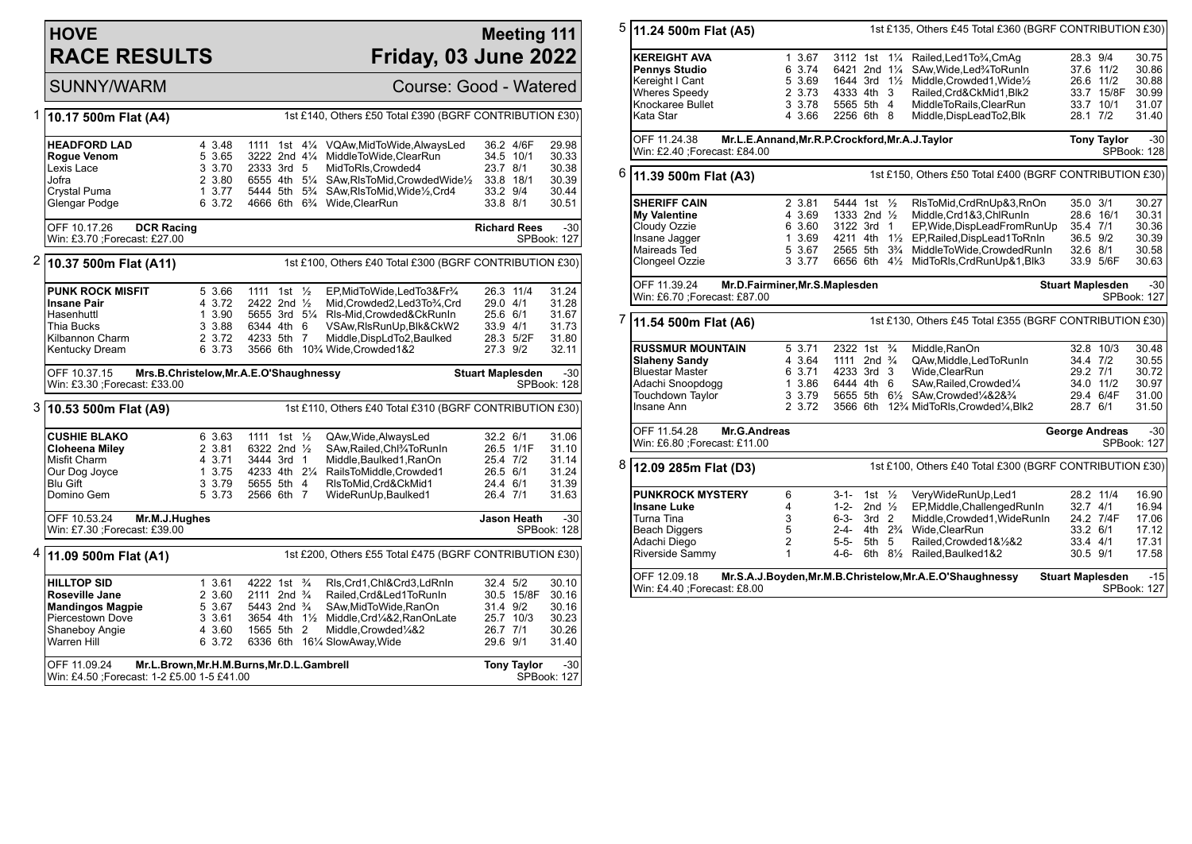# HOVE RACE RESULTS

## Meeting 111 — Friday, 03 June 2022

SUNNY/WARM — Course: Good - Watered

### 1 — 10.17 500m Flat (A4)
1st £140, Others £50 Total £390 (BGRF CONTRIBUTION £30)

| Greyhound | Trap | Sect | Bends | Pos | Dist | Remarks | Wt | SP | Time |
|---|---|---|---|---|---|---|---|---|---|
| **HEADFORD LAD** | 4 | 3.48 | 1111 | 1st | 4¼ | VQAw,MidToWide,AlwaysLed | 36.2 | 4/6F | 29.98 |
| **Rogue Venom** | 5 | 3.65 | 3222 | 2nd | 4¼ | MiddleToWide,ClearRun | 34.5 | 10/1 | 30.33 |
| Lexis Lace | 3 | 3.70 | 2333 | 3rd | 5 | MidToRls,Crowded4 | 23.7 | 8/1 | 30.38 |
| Jofra | 2 | 3.80 | 6555 | 4th | 5¼ | SAw,RlsToMid,CrowdedWide½ | 33.8 | 18/1 | 30.39 |
| Crystal Puma | 1 | 3.77 | 5444 | 5th | 5¾ | SAw,RlsToMid,Wide½,Crd4 | 33.2 | 9/4 | 30.44 |
| Glengar Podge | 6 | 3.72 | 4666 | 6th | 6¾ | Wide,ClearRun | 33.8 | 8/1 | 30.51 |

OFF 10.17.26 **DCR Racing** — **Richard Rees** -30
Win: £3.70 ;Forecast: £27.00 — SPBook: 127

### 2 — 10.37 500m Flat (A11)
1st £100, Others £40 Total £300 (BGRF CONTRIBUTION £30)

| Greyhound | Trap | Sect | Bends | Pos | Dist | Remarks | Wt | SP | Time |
|---|---|---|---|---|---|---|---|---|---|
| **PUNK ROCK MISFIT** | 5 | 3.66 | 1111 | 1st | ½ | EP,MidToWide,LedTo3&Fr¾ | 26.3 | 11/4 | 31.24 |
| **Insane Pair** | 4 | 3.72 | 2422 | 2nd | ½ | Mid,Crowded2,Led3To¾,Crd | 29.0 | 4/1 | 31.28 |
| Hasenhuttl | 1 | 3.90 | 5655 | 3rd | 5¼ | Rls-Mid,Crowded&CkRunIn | 25.6 | 6/1 | 31.67 |
| Thia Bucks | 3 | 3.88 | 6344 | 4th | 6 | VSAw,RlsRunUp,Blk&CkW2 | 33.9 | 4/1 | 31.73 |
| Kilbannon Charm | 2 | 3.72 | 4233 | 5th | 7 | Middle,DispLdTo2,Baulked | 28.3 | 5/2F | 31.80 |
| Kentucky Dream | 6 | 3.73 | 3566 | 6th | 10¾ | Wide,Crowded1&2 | 27.3 | 9/2 | 32.11 |

OFF 10.37.15 **Mrs.B.Christelow,Mr.A.E.O'Shaughnessy** — **Stuart Maplesden** -30
Win: £3.30 ;Forecast: £33.00 — SPBook: 128

### 3 — 10.53 500m Flat (A9)
1st £110, Others £40 Total £310 (BGRF CONTRIBUTION £30)

| Greyhound | Trap | Sect | Bends | Pos | Dist | Remarks | Wt | SP | Time |
|---|---|---|---|---|---|---|---|---|---|
| **CUSHIE BLAKO** | 6 | 3.63 | 1111 | 1st | ½ | QAw,Wide,AlwaysLed | 32.2 | 6/1 | 31.06 |
| **Cloheena Miley** | 2 | 3.81 | 6322 | 2nd | ½ | SAw,Railed,Chl¾ToRunIn | 26.5 | 1/1F | 31.10 |
| Misfit Charm | 4 | 3.71 | 3444 | 3rd | 1 | Middle,Baulked1,RanOn | 25.4 | 7/2 | 31.14 |
| Our Dog Joyce | 1 | 3.75 | 4233 | 4th | 2¼ | RailsToMiddle,Crowded1 | 26.5 | 6/1 | 31.24 |
| Blu Gift | 3 | 3.79 | 5655 | 5th | 4 | RlsToMid,Crd&CkMid1 | 24.4 | 6/1 | 31.39 |
| Domino Gem | 5 | 3.73 | 2566 | 6th | 7 | WideRunUp,Baulked1 | 26.4 | 7/1 | 31.63 |

OFF 10.53.24 **Mr.M.J.Hughes** — **Jason Heath** -30
Win: £7.30 ;Forecast: £39.00 — SPBook: 128

### 4 — 11.09 500m Flat (A1)
1st £200, Others £55 Total £475 (BGRF CONTRIBUTION £30)

| Greyhound | Trap | Sect | Bends | Pos | Dist | Remarks | Wt | SP | Time |
|---|---|---|---|---|---|---|---|---|---|
| **HILLTOP SID** | 1 | 3.61 | 4222 | 1st | ¾ | Rls,Crd1,Chl&Crd3,LdRnIn | 32.4 | 5/2 | 30.10 |
| **Roseville Jane** | 2 | 3.60 | 2111 | 2nd | ¾ | Railed,Crd&Led1ToRunIn | 30.5 | 15/8F | 30.16 |
| **Mandingos Magpie** | 5 | 3.67 | 5443 | 2nd | ¾ | SAw,MidToWide,RanOn | 31.4 | 9/2 | 30.16 |
| Piercestown Dove | 3 | 3.61 | 3654 | 4th | 1½ | Middle,Crd¼&2,RanOnLate | 25.7 | 10/3 | 30.23 |
| Shaneboy Angie | 4 | 3.60 | 1565 | 5th | 2 | Middle,Crowded¼&2 | 26.7 | 7/1 | 30.26 |
| Warren Hill | 6 | 3.72 | 6336 | 6th | 16¼ | SlowAway,Wide | 29.6 | 9/1 | 31.40 |

OFF 11.09.24 **Mr.L.Brown,Mr.H.M.Burns,Mr.D.L.Gambrell** — **Tony Taylor** -30
Win: £4.50 ;Forecast: 1-2 £5.00 1-5 £41.00 — SPBook: 127

### 5 — 11.24 500m Flat (A5)
1st £135, Others £45 Total £360 (BGRF CONTRIBUTION £30)

| Greyhound | Trap | Sect | Bends | Pos | Dist | Remarks | Wt | SP | Time |
|---|---|---|---|---|---|---|---|---|---|
| **KEREIGHT AVA** | 1 | 3.67 | 3112 | 1st | 1¼ | Railed,Led1To¾,CmAg | 28.3 | 9/4 | 30.75 |
| **Pennys Studio** | 6 | 3.74 | 6421 | 2nd | 1¼ | SAw,Wide,Led¾ToRunIn | 37.6 | 11/2 | 30.86 |
| Kereight I Cant | 5 | 3.69 | 1644 | 3rd | 1½ | Middle,Crowded1,Wide½ | 26.6 | 11/2 | 30.88 |
| Wheres Speedy | 2 | 3.73 | 4333 | 4th | 3 | Railed,Crd&CkMid1,Blk2 | 33.7 | 15/8F | 30.99 |
| Knockaree Bullet | 3 | 3.78 | 5565 | 5th | 4 | MiddleToRails,ClearRun | 33.7 | 10/1 | 31.07 |
| Kata Star | 4 | 3.66 | 2256 | 6th | 8 | Middle,DispLeadTo2,Blk | 28.1 | 7/2 | 31.40 |

OFF 11.24.38 **Mr.L.E.Annand,Mr.R.P.Crockford,Mr.A.J.Taylor** — **Tony Taylor** -30
Win: £2.40 ;Forecast: £84.00 — SPBook: 128

### 6 — 11.39 500m Flat (A3)
1st £150, Others £50 Total £400 (BGRF CONTRIBUTION £30)

| Greyhound | Trap | Sect | Bends | Pos | Dist | Remarks | Wt | SP | Time |
|---|---|---|---|---|---|---|---|---|---|
| **SHERIFF CAIN** | 2 | 3.81 | 5444 | 1st | ½ | RlsToMid,CrdRnUp&3,RnOn | 35.0 | 3/1 | 30.27 |
| **My Valentine** | 4 | 3.69 | 1333 | 2nd | ½ | Middle,Crd1&3,ChlRunIn | 28.6 | 16/1 | 30.31 |
| Cloudy Ozzie | 6 | 3.60 | 3122 | 3rd | 1 | EP,Wide,DispLeadFromRunUp | 35.4 | 7/1 | 30.36 |
| Insane Jagger | 1 | 3.69 | 4211 | 4th | 1½ | EP,Railed,DispLead1ToRnIn | 36.5 | 9/2 | 30.39 |
| Maireads Ted | 5 | 3.67 | 2565 | 5th | 3¾ | MiddleToWide,CrowdedRunIn | 32.6 | 8/1 | 30.58 |
| Clongeel Ozzie | 3 | 3.77 | 6656 | 6th | 4½ | MidToRls,CrdRunUp&1,Blk3 | 33.9 | 5/6F | 30.63 |

OFF 11.39.24 **Mr.D.Fairminer,Mr.S.Maplesden** — **Stuart Maplesden** -30
Win: £6.70 ;Forecast: £87.00 — SPBook: 127

### 7 — 11.54 500m Flat (A6)
1st £130, Others £45 Total £355 (BGRF CONTRIBUTION £30)

| Greyhound | Trap | Sect | Bends | Pos | Dist | Remarks | Wt | SP | Time |
|---|---|---|---|---|---|---|---|---|---|
| **RUSSMUR MOUNTAIN** | 5 | 3.71 | 2322 | 1st | ¾ | Middle,RanOn | 32.8 | 10/3 | 30.48 |
| **Slaheny Sandy** | 4 | 3.64 | 1111 | 2nd | ¾ | QAw,Middle,LedToRunIn | 34.4 | 7/2 | 30.55 |
| Bluestar Master | 6 | 3.71 | 4233 | 3rd | 3 | Wide,ClearRun | 29.2 | 7/1 | 30.72 |
| Adachi Snoopdogg | 1 | 3.86 | 6444 | 4th | 6 | SAw,Railed,Crowded¼ | 34.0 | 11/2 | 30.97 |
| Touchdown Taylor | 3 | 3.79 | 5655 | 5th | 6½ | SAw,Crowded¼&2&¾ | 29.4 | 6/4F | 31.00 |
| Insane Ann | 2 | 3.72 | 3566 | 6th | 12¾ | MidToRls,Crowded¼,Blk2 | 28.7 | 6/1 | 31.50 |

OFF 11.54.28 **Mr.G.Andreas** — **George Andreas** -30
Win: £6.80 ;Forecast: £11.00 — SPBook: 127

### 8 — 12.09 285m Flat (D3)
1st £100, Others £40 Total £300 (BGRF CONTRIBUTION £30)

| Greyhound | Trap | Bends | Pos | Dist | Remarks | Wt | SP | Time |
|---|---|---|---|---|---|---|---|---|
| **PUNKROCK MYSTERY** | 6 | 3-1- | 1st | ½ | VeryWideRunUp,Led1 | 28.2 | 11/4 | 16.90 |
| **Insane Luke** | 4 | 1-2- | 2nd | ½ | EP,Middle,ChallengedRunIn | 32.7 | 4/1 | 16.94 |
| Turna Tina | 3 | 6-3- | 3rd | 2 | Middle,Crowded1,WideRunIn | 24.2 | 7/4F | 17.06 |
| Beach Diggers | 5 | 2-4- | 4th | 2¾ | Wide,ClearRun | 33.2 | 6/1 | 17.12 |
| Adachi Diego | 2 | 5-5- | 5th | 5 | Railed,Crowded1&½&2 | 33.4 | 4/1 | 17.31 |
| Riverside Sammy | 1 | 4-6- | 6th | 8½ | Railed,Baulked1&2 | 30.5 | 9/1 | 17.58 |

OFF 12.09.18 **Mr.S.A.J.Boyden,Mr.M.B.Christelow,Mr.A.E.O'Shaughnessy** — **Stuart Maplesden** -15
Win: £4.40 ;Forecast: £8.00 — SPBook: 127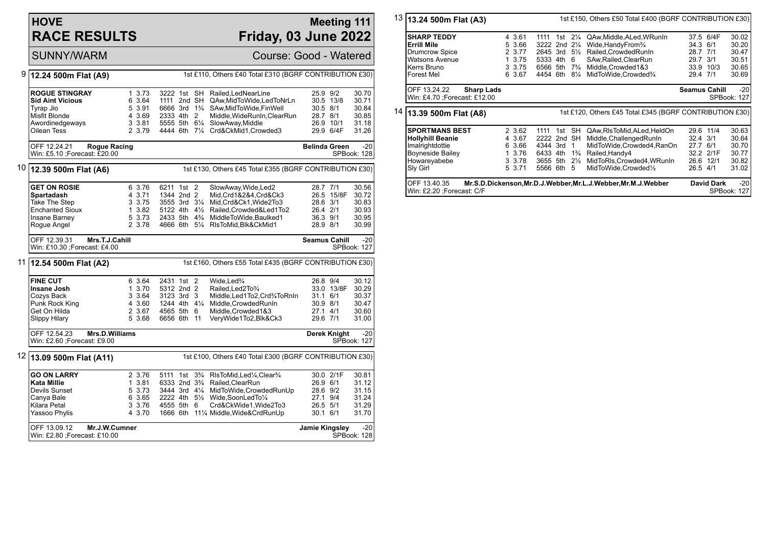# HOVE RACE RESULTS

## Meeting 111 Friday, 03 June 2022

SUNNY/WARM

Course: Good - Watered

## 9 12.24 500m Flat (A9)

1st £110, Others £40 Total £310 (BGRF CONTRIBUTION £30)

| | | | | | | | | | | |
|---|---|---|---|---|---|---|---|---|---|---|
| **ROGUE STINGRAY** | 1 | 3.73 | 3222 | 1st | SH | Railed,LedNearLine | 25.9 | 9/2 | | 30.70 |
| **Sid Aint Vicious** | 6 | 3.64 | 1111 | 2nd | SH | QAw,MidToWide,LedToNrLn | 30.5 | 13/8 | | 30.71 |
| Tyrap Jio | 5 | 3.91 | 6666 | 3rd | 1¾ | SAw,MidToWide,FinWell | 30.5 | 8/1 | | 30.84 |
| Misfit Blonde | 4 | 3.69 | 2333 | 4th | 2 | Middle,WideRunIn,ClearRun | 28.7 | 8/1 | | 30.85 |
| Awordinedgeways | 3 | 3.81 | 5555 | 5th | 6¼ | SlowAway,Middle | 26.9 | 10/1 | | 31.18 |
| Oilean Tess | 2 | 3.79 | 4444 | 6th | 7¼ | Crd&CkMid1,Crowded3 | 29.9 | 6/4F | | 31.26 |

OFF 12.24.21 **Rogue Racing** — **Belinda Green** -20
Win: £5.10 ;Forecast: £20.00 — SPBook: 128

## 10 12.39 500m Flat (A6)

1st £130, Others £45 Total £355 (BGRF CONTRIBUTION £30)

| | | | | | | | | | | |
|---|---|---|---|---|---|---|---|---|---|---|
| **GET ON ROSIE** | 6 | 3.76 | 6211 | 1st | 2 | SlowAway,Wide,Led2 | 28.7 | 7/1 | | 30.56 |
| **Spartadash** | 4 | 3.71 | 1344 | 2nd | 2 | Mid,Crd1&2&4,Crd&Ck3 | 26.5 | 15/8F | | 30.72 |
| Take The Step | 3 | 3.75 | 3555 | 3rd | 3¼ | Mid,Crd&Ck1,Wide2To3 | 28.6 | 3/1 | | 30.83 |
| Enchanted Sioux | 1 | 3.82 | 5122 | 4th | 4½ | Railed,Crowded&Led1To2 | 26.4 | 2/1 | | 30.93 |
| Insane Barney | 5 | 3.73 | 2433 | 5th | 4¾ | MiddleToWide,Baulked1 | 36.3 | 9/1 | | 30.95 |
| Rogue Angel | 2 | 3.78 | 4666 | 6th | 5¼ | RlsToMid,Blk&CkMid1 | 28.9 | 8/1 | | 30.99 |

OFF 12.39.31 **Mrs.T.J.Cahill** — **Seamus Cahill** -20
Win: £10.30 ;Forecast: £4.00 — SPBook: 127

## 11 12.54 500m Flat (A2)

1st £160, Others £55 Total £435 (BGRF CONTRIBUTION £30)

| | | | | | | | | | | |
|---|---|---|---|---|---|---|---|---|---|---|
| **FINE CUT** | 6 | 3.64 | 2431 | 1st | 2 | Wide,Led¾ | 26.8 | 9/4 | | 30.12 |
| **Insane Josh** | 1 | 3.70 | 5312 | 2nd | 2 | Railed,Led2To¾ | 33.0 | 13/8F | | 30.29 |
| Cozys Back | 3 | 3.64 | 3123 | 3rd | 3 | Middle,Led1To2,Crd¾ToRnIn | 31.1 | 6/1 | | 30.37 |
| Punk Rock King | 4 | 3.60 | 1244 | 4th | 4¼ | Middle,CrowdedRunIn | 30.9 | 8/1 | | 30.47 |
| Get On Hilda | 2 | 3.67 | 4565 | 5th | 6 | Middle,Crowded1&3 | 27.1 | 4/1 | | 30.60 |
| Slippy Hilary | 5 | 3.68 | 6656 | 6th | 11 | VeryWide1To2,Blk&Ck3 | 29.6 | 7/1 | | 31.00 |

OFF 12.54.23 **Mrs.D.Williams** — **Derek Knight** -20
Win: £2.60 ;Forecast: £9.00 — SPBook: 127

## 12 13.09 500m Flat (A11)

1st £100, Others £40 Total £300 (BGRF CONTRIBUTION £30)

| | | | | | | | | | | |
|---|---|---|---|---|---|---|---|---|---|---|
| **GO ON LARRY** | 2 | 3.76 | 5111 | 1st | 3¾ | RlsToMid,Led¼,Clear¾ | 30.0 | 2/1F | | 30.81 |
| **Kata Millie** | 1 | 3.81 | 6333 | 2nd | 3¾ | Railed,ClearRun | 26.9 | 6/1 | | 31.12 |
| Devils Sunset | 5 | 3.73 | 3444 | 3rd | 4¼ | MidToWide,CrowdedRunUp | 28.6 | 9/2 | | 31.15 |
| Canya Bale | 6 | 3.65 | 2222 | 4th | 5½ | Wide,SoonLedTo¼ | 27.1 | 9/4 | | 31.24 |
| Kilara Petal | 3 | 3.76 | 4555 | 5th | 6 | Crd&CkWide1,Wide2To3 | 26.5 | 5/1 | | 31.29 |
| Yassoo Phylis | 4 | 3.70 | 1666 | 6th | 11¼ | Middle,Wide&CrdRunUp | 30.1 | 6/1 | | 31.70 |

OFF 13.09.12 **Mr.J.W.Cumner** — **Jamie Kingsley** -20
Win: £2.80 ;Forecast: £10.00 — SPBook: 128

## 13 13.24 500m Flat (A3)

1st £150, Others £50 Total £400 (BGRF CONTRIBUTION £30)

| | | | | | | | | | | |
|---|---|---|---|---|---|---|---|---|---|---|
| **SHARP TEDDY** | 4 | 3.61 | 1111 | 1st | 2¼ | QAw,Middle,ALed,WRunIn | 37.5 | 6/4F | | 30.02 |
| **Errill Mile** | 5 | 3.66 | 3222 | 2nd | 2¼ | Wide,HandyFrom¾ | 34.3 | 6/1 | | 30.20 |
| Drumcrow Spice | 2 | 3.77 | 2645 | 3rd | 5½ | Railed,CrowdedRunIn | 28.7 | 7/1 | | 30.47 |
| Watsons Avenue | 1 | 3.75 | 5333 | 4th | 6 | SAw,Railed,ClearRun | 29.7 | 3/1 | | 30.51 |
| Kerrs Bruno | 3 | 3.75 | 6566 | 5th | 7¾ | Middle,Crowded1&3 | 33.9 | 10/3 | | 30.65 |
| Forest Mel | 6 | 3.67 | 4454 | 6th | 8¼ | MidToWide,Crowded¾ | 29.4 | 7/1 | | 30.69 |

OFF 13.24.22 **Sharp Lads** — **Seamus Cahill** -20
Win: £4.70 ;Forecast: £12.00 — SPBook: 127

## 14 13.39 500m Flat (A8)

1st £120, Others £45 Total £345 (BGRF CONTRIBUTION £30)

| | | | | | | | | | | |
|---|---|---|---|---|---|---|---|---|---|---|
| **SPORTMANS BEST** | 2 | 3.62 | 1111 | 1st | SH | QAw,RlsToMid,ALed,HeldOn | 29.6 | 11/4 | | 30.63 |
| **Hollyhill Beanie** | 4 | 3.67 | 2222 | 2nd | SH | Middle,ChallengedRunIn | 32.4 | 3/1 | | 30.64 |
| Imalrightdottie | 6 | 3.66 | 4344 | 3rd | 1 | MidToWide,Crowded4,RanOn | 27.7 | 6/1 | | 30.70 |
| Boyneside Bailey | 1 | 3.76 | 6433 | 4th | 1¾ | Railed,Handy4 | 32.2 | 2/1F | | 30.77 |
| Howareyabebe | 3 | 3.78 | 3655 | 5th | 2½ | MidToRls,Crowded4,WRunIn | 26.6 | 12/1 | | 30.82 |
| Sly Girl | 5 | 3.71 | 5566 | 6th | 5 | MidToWide,Crowded½ | 26.5 | 4/1 | | 31.02 |

OFF 13.40.35 **Mr.S.D.Dickenson,Mr.D.J.Webber,Mr.L.J.Webber,Mr.M.J.Webber** — **David Dark** -20
Win: £2.20 ;Forecast: C/F — SPBook: 127